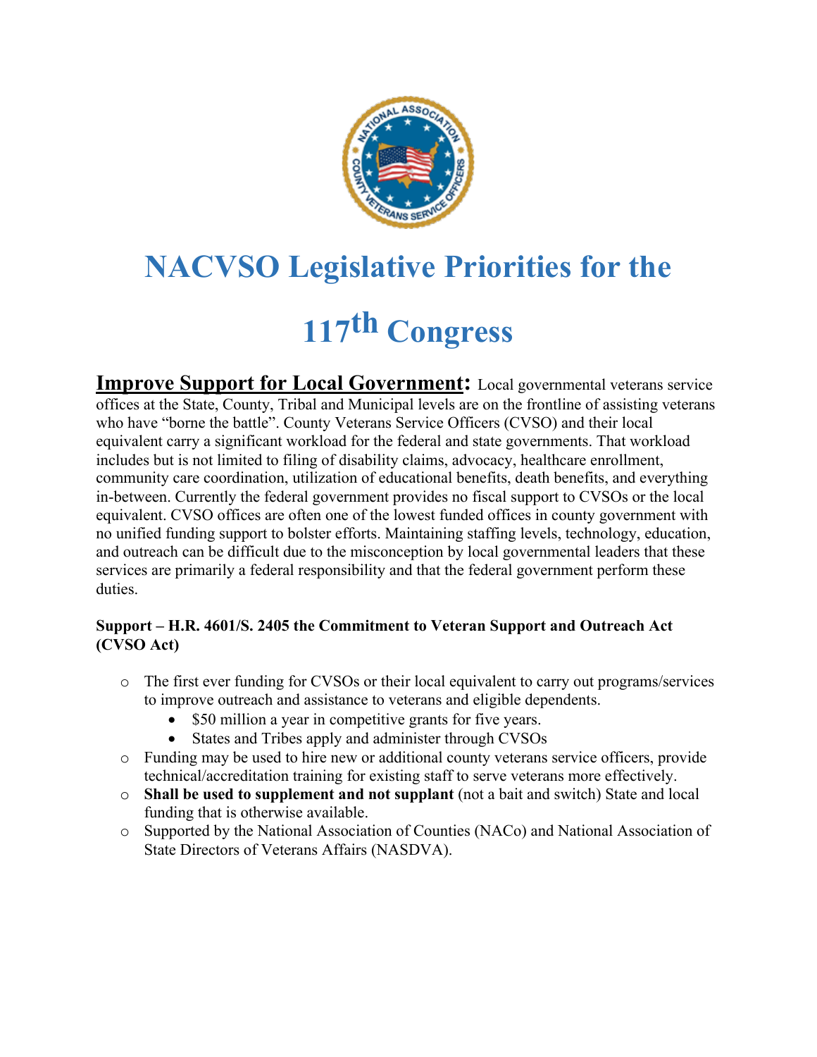# NACVSO Legislative Priorities for the 117th Congress

**Improve Support for Local Government:** Local governmental veterans service offices at the State, County, Tribal and Municipal levels are on the frontline of assisting veterans who have "borne the battle". County Veterans Service Officers (CVSO) and their local equivalent carry a significant workload for the federal and state governments. That workload includes but is not limited to filing of disability claims, advocacy, healthcare enrollment, community care coordination, utilization of educational benefits, death benefits, and everything in-between. Currently the federal government provides no fiscal support to CVSOs or the local equivalent. CVSO offices are often one of the lowest funded offices in county government with no unified funding support to bolster efforts. Maintaining staffing levels, technology, education, and outreach can be difficult due to the misconception by local governmental leaders that these services are primarily a federal responsibility and that the federal government perform these duties.

**Support – H.R. 4601/S. 2405 the Commitment to Veteran Support and Outreach Act (CVSO Act)**

- The first ever funding for CVSOs or their local equivalent to carry out programs/services to improve outreach and assistance to veterans and eligible dependents.
  - $50 million a year in competitive grants for five years.
  - States and Tribes apply and administer through CVSOs
- Funding may be used to hire new or additional county veterans service officers, provide technical/accreditation training for existing staff to serve veterans more effectively.
- **Shall be used to supplement and not supplant** (not a bait and switch) State and local funding that is otherwise available.
- Supported by the National Association of Counties (NACo) and National Association of State Directors of Veterans Affairs (NASDVA).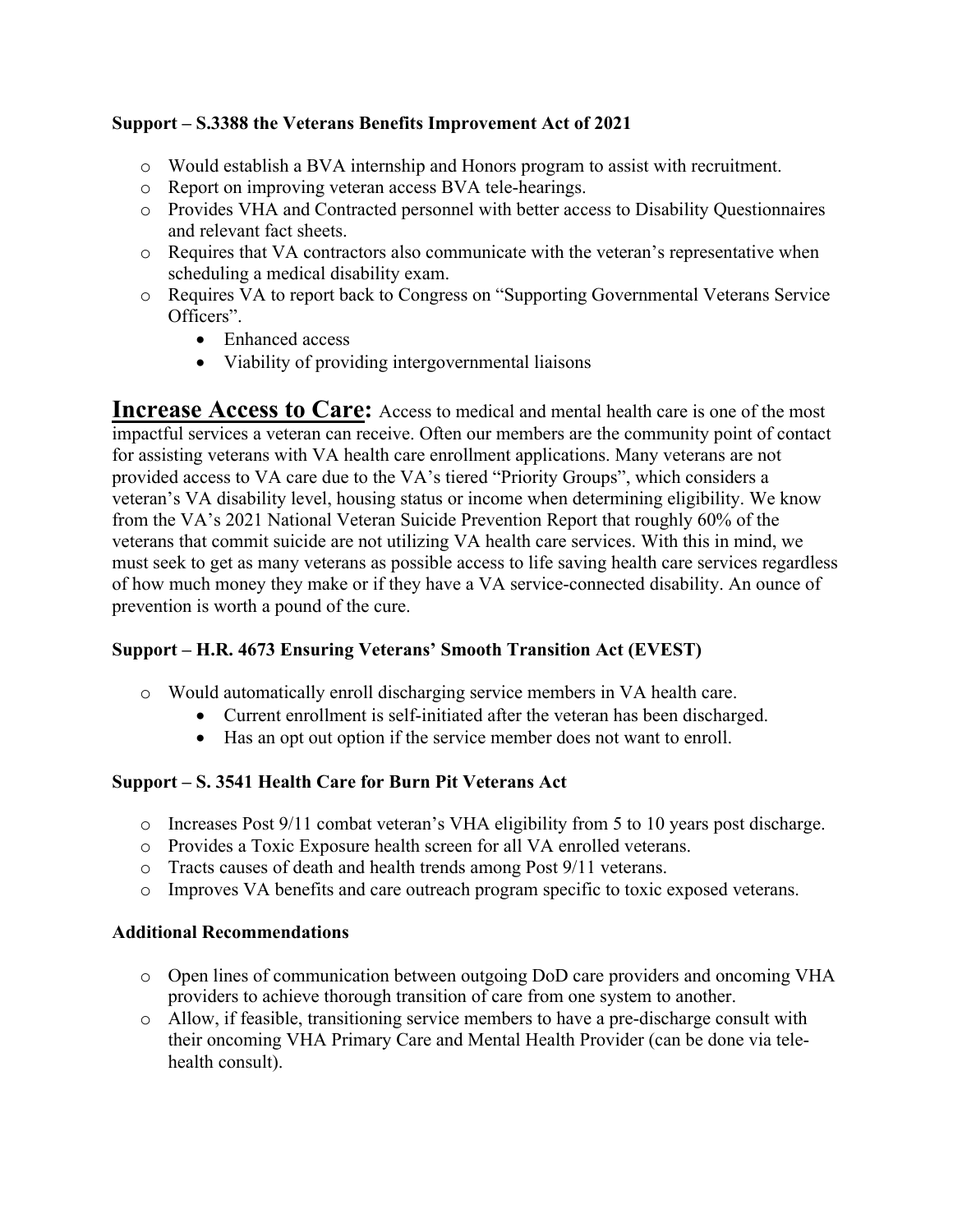**Support – S.3388 the Veterans Benefits Improvement Act of 2021**

- Would establish a BVA internship and Honors program to assist with recruitment.
- Report on improving veteran access BVA tele-hearings.
- Provides VHA and Contracted personnel with better access to Disability Questionnaires and relevant fact sheets.
- Requires that VA contractors also communicate with the veteran's representative when scheduling a medical disability exam.
- Requires VA to report back to Congress on "Supporting Governmental Veterans Service Officers".
    - Enhanced access
    - Viability of providing intergovernmental liaisons

**Increase Access to Care:** Access to medical and mental health care is one of the most impactful services a veteran can receive. Often our members are the community point of contact for assisting veterans with VA health care enrollment applications. Many veterans are not provided access to VA care due to the VA's tiered "Priority Groups", which considers a veteran's VA disability level, housing status or income when determining eligibility. We know from the VA's 2021 National Veteran Suicide Prevention Report that roughly 60% of the veterans that commit suicide are not utilizing VA health care services. With this in mind, we must seek to get as many veterans as possible access to life saving health care services regardless of how much money they make or if they have a VA service-connected disability. An ounce of prevention is worth a pound of the cure.

**Support – H.R. 4673 Ensuring Veterans' Smooth Transition Act (EVEST)**

- Would automatically enroll discharging service members in VA health care.
    - Current enrollment is self-initiated after the veteran has been discharged.
    - Has an opt out option if the service member does not want to enroll.

**Support – S. 3541 Health Care for Burn Pit Veterans Act**

- Increases Post 9/11 combat veteran's VHA eligibility from 5 to 10 years post discharge.
- Provides a Toxic Exposure health screen for all VA enrolled veterans.
- Tracts causes of death and health trends among Post 9/11 veterans.
- Improves VA benefits and care outreach program specific to toxic exposed veterans.

**Additional Recommendations**

- Open lines of communication between outgoing DoD care providers and oncoming VHA providers to achieve thorough transition of care from one system to another.
- Allow, if feasible, transitioning service members to have a pre-discharge consult with their oncoming VHA Primary Care and Mental Health Provider (can be done via tele-health consult).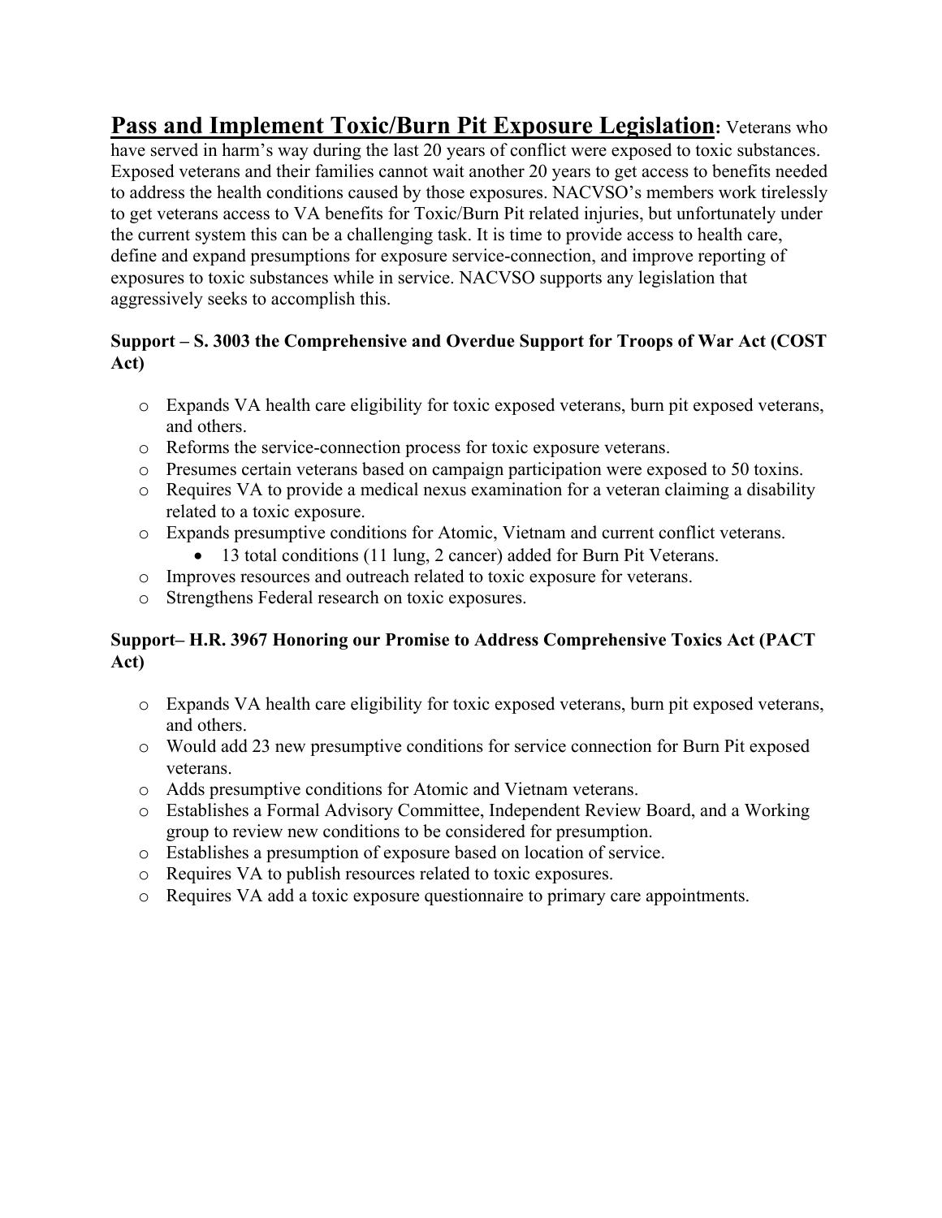**<u>Pass and Implement Toxic/Burn Pit Exposure Legislation</u>:** Veterans who have served in harm's way during the last 20 years of conflict were exposed to toxic substances. Exposed veterans and their families cannot wait another 20 years to get access to benefits needed to address the health conditions caused by those exposures. NACVSO's members work tirelessly to get veterans access to VA benefits for Toxic/Burn Pit related injuries, but unfortunately under the current system this can be a challenging task. It is time to provide access to health care, define and expand presumptions for exposure service-connection, and improve reporting of exposures to toxic substances while in service. NACVSO supports any legislation that aggressively seeks to accomplish this.

**Support – S. 3003 the Comprehensive and Overdue Support for Troops of War Act (COST Act)**

- Expands VA health care eligibility for toxic exposed veterans, burn pit exposed veterans, and others.
- Reforms the service-connection process for toxic exposure veterans.
- Presumes certain veterans based on campaign participation were exposed to 50 toxins.
- Requires VA to provide a medical nexus examination for a veteran claiming a disability related to a toxic exposure.
- Expands presumptive conditions for Atomic, Vietnam and current conflict veterans.
    - 13 total conditions (11 lung, 2 cancer) added for Burn Pit Veterans.
- Improves resources and outreach related to toxic exposure for veterans.
- Strengthens Federal research on toxic exposures.

**Support– H.R. 3967 Honoring our Promise to Address Comprehensive Toxics Act (PACT Act)**

- Expands VA health care eligibility for toxic exposed veterans, burn pit exposed veterans, and others.
- Would add 23 new presumptive conditions for service connection for Burn Pit exposed veterans.
- Adds presumptive conditions for Atomic and Vietnam veterans.
- Establishes a Formal Advisory Committee, Independent Review Board, and a Working group to review new conditions to be considered for presumption.
- Establishes a presumption of exposure based on location of service.
- Requires VA to publish resources related to toxic exposures.
- Requires VA add a toxic exposure questionnaire to primary care appointments.